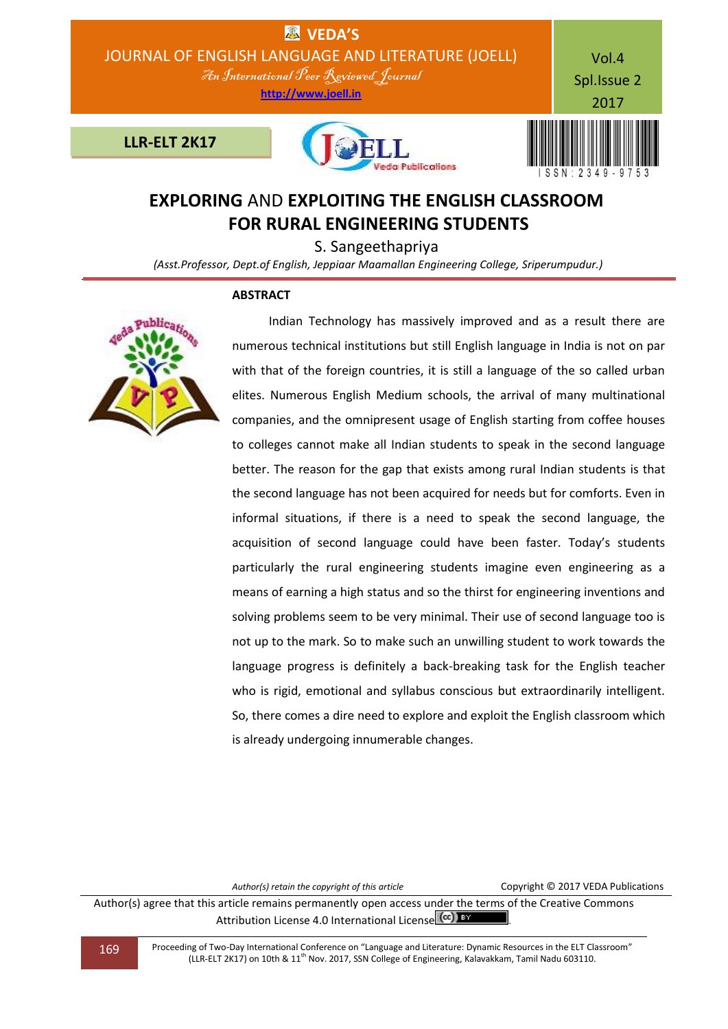# EXPLORING AND EXPLOITING THE ENGLISH CLASSROOM FOR RURAL ENGINEERING STUDENTS

S. Sangeethapriya

*(Asst.Professor, Dept.of English, Jeppiaar Maamallan Engineering College, Sriperumpudur.)*

## ABSTRACT

Indian Technology has massively improved and as a result there are numerous technical institutions but still English language in India is not on par with that of the foreign countries, it is still a language of the so called urban elites. Numerous English Medium schools, the arrival of many multinational companies, and the omnipresent usage of English starting from coffee houses to colleges cannot make all Indian students to speak in the second language better. The reason for the gap that exists among rural Indian students is that the second language has not been acquired for needs but for comforts. Even in informal situations, if there is a need to speak the second language, the acquisition of second language could have been faster. Today's students particularly the rural engineering students imagine even engineering as a means of earning a high status and so the thirst for engineering inventions and solving problems seem to be very minimal. Their use of second language too is not up to the mark. So to make such an unwilling student to work towards the language progress is definitely a back-breaking task for the English teacher who is rigid, emotional and syllabus conscious but extraordinarily intelligent. So, there comes a dire need to explore and exploit the English classroom which is already undergoing innumerable changes.

*Author(s) retain the copyright of this article* Copyright © 2017 VEDA Publications

Author(s) agree that this article remains permanently open access under the terms of the Creative Commons Attribution License 4.0 International License.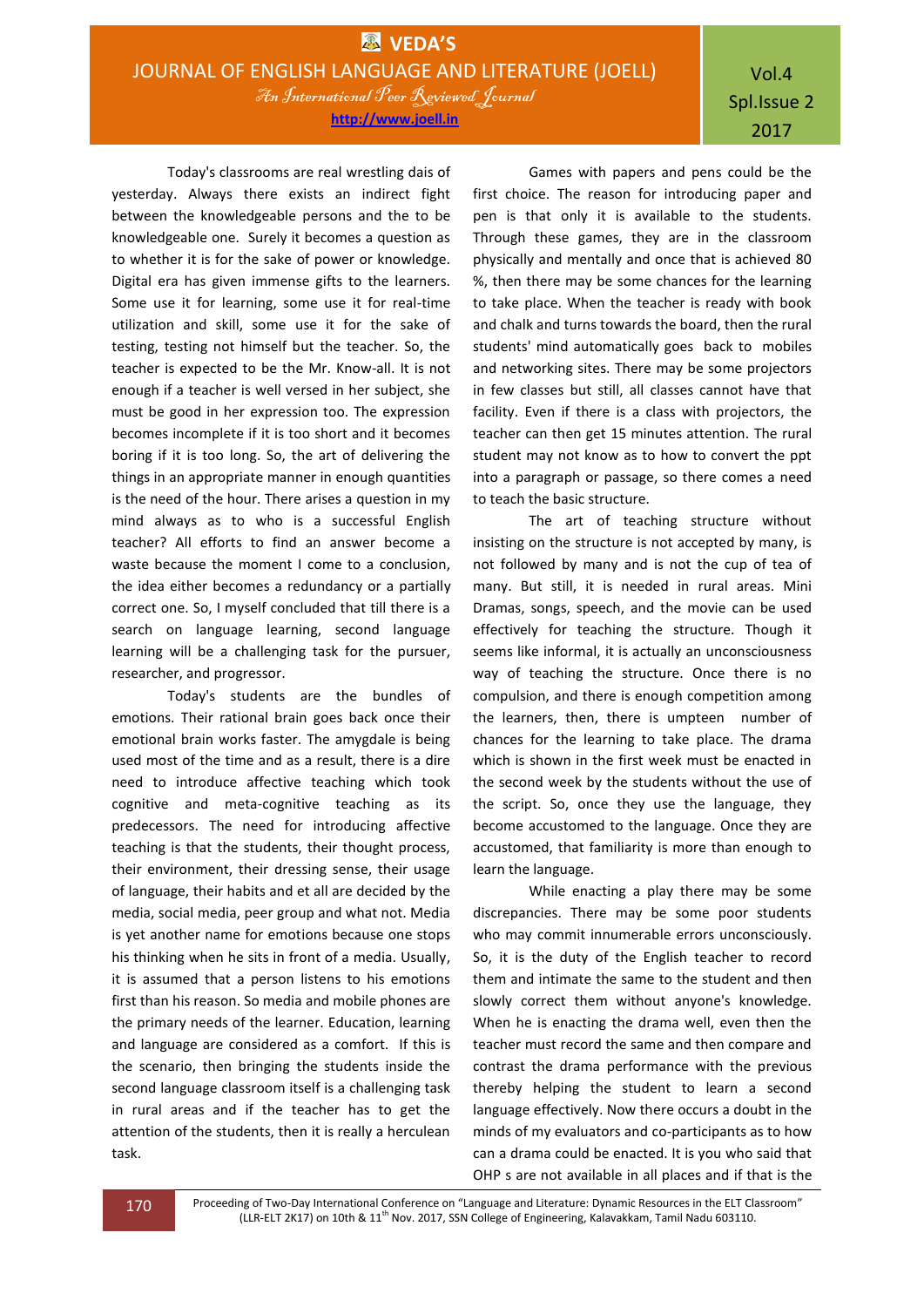Today's classrooms are real wrestling dais of yesterday. Always there exists an indirect fight between the knowledgeable persons and the to be knowledgeable one. Surely it becomes a question as to whether it is for the sake of power or knowledge. Digital era has given immense gifts to the learners. Some use it for learning, some use it for real-time utilization and skill, some use it for the sake of testing, testing not himself but the teacher. So, the teacher is expected to be the Mr. Know-all. It is not enough if a teacher is well versed in her subject, she must be good in her expression too. The expression becomes incomplete if it is too short and it becomes boring if it is too long. So, the art of delivering the things in an appropriate manner in enough quantities is the need of the hour. There arises a question in my mind always as to who is a successful English teacher? All efforts to find an answer become a waste because the moment I come to a conclusion, the idea either becomes a redundancy or a partially correct one. So, I myself concluded that till there is a search on language learning, second language learning will be a challenging task for the pursuer, researcher, and progressor.

Today's students are the bundles of emotions. Their rational brain goes back once their emotional brain works faster. The amygdale is being used most of the time and as a result, there is a dire need to introduce affective teaching which took cognitive and meta-cognitive teaching as its predecessors. The need for introducing affective teaching is that the students, their thought process, their environment, their dressing sense, their usage of language, their habits and et all are decided by the media, social media, peer group and what not. Media is yet another name for emotions because one stops his thinking when he sits in front of a media. Usually, it is assumed that a person listens to his emotions first than his reason. So media and mobile phones are the primary needs of the learner. Education, learning and language are considered as a comfort. If this is the scenario, then bringing the students inside the second language classroom itself is a challenging task in rural areas and if the teacher has to get the attention of the students, then it is really a herculean task.

Games with papers and pens could be the first choice. The reason for introducing paper and pen is that only it is available to the students. Through these games, they are in the classroom physically and mentally and once that is achieved 80 %, then there may be some chances for the learning to take place. When the teacher is ready with book and chalk and turns towards the board, then the rural students' mind automatically goes back to mobiles and networking sites. There may be some projectors in few classes but still, all classes cannot have that facility. Even if there is a class with projectors, the teacher can then get 15 minutes attention. The rural student may not know as to how to convert the ppt into a paragraph or passage, so there comes a need to teach the basic structure.

The art of teaching structure without insisting on the structure is not accepted by many, is not followed by many and is not the cup of tea of many. But still, it is needed in rural areas. Mini Dramas, songs, speech, and the movie can be used effectively for teaching the structure. Though it seems like informal, it is actually an unconsciousness way of teaching the structure. Once there is no compulsion, and there is enough competition among the learners, then, there is umpteen number of chances for the learning to take place. The drama which is shown in the first week must be enacted in the second week by the students without the use of the script. So, once they use the language, they become accustomed to the language. Once they are accustomed, that familiarity is more than enough to learn the language.

While enacting a play there may be some discrepancies. There may be some poor students who may commit innumerable errors unconsciously. So, it is the duty of the English teacher to record them and intimate the same to the student and then slowly correct them without anyone's knowledge. When he is enacting the drama well, even then the teacher must record the same and then compare and contrast the drama performance with the previous thereby helping the student to learn a second language effectively. Now there occurs a doubt in the minds of my evaluators and co-participants as to how can a drama could be enacted. It is you who said that OHP s are not available in all places and if that is the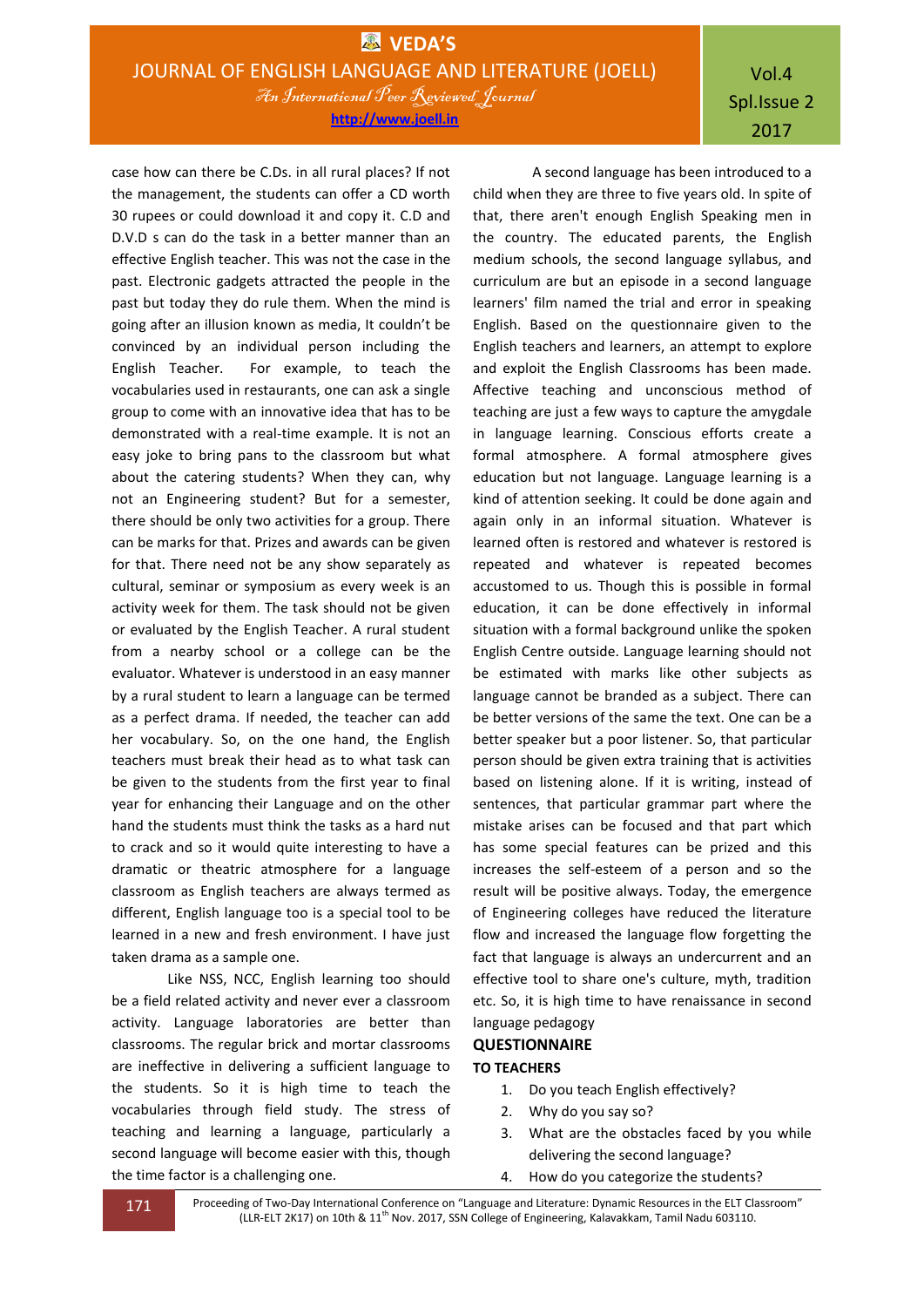case how can there be C.Ds. in all rural places? If not the management, the students can offer a CD worth 30 rupees or could download it and copy it. C.D and D.V.D s can do the task in a better manner than an effective English teacher. This was not the case in the past. Electronic gadgets attracted the people in the past but today they do rule them. When the mind is going after an illusion known as media, It couldn't be convinced by an individual person including the English Teacher. For example, to teach the vocabularies used in restaurants, one can ask a single group to come with an innovative idea that has to be demonstrated with a real-time example. It is not an easy joke to bring pans to the classroom but what about the catering students? When they can, why not an Engineering student? But for a semester, there should be only two activities for a group. There can be marks for that. Prizes and awards can be given for that. There need not be any show separately as cultural, seminar or symposium as every week is an activity week for them. The task should not be given or evaluated by the English Teacher. A rural student from a nearby school or a college can be the evaluator. Whatever is understood in an easy manner by a rural student to learn a language can be termed as a perfect drama. If needed, the teacher can add her vocabulary. So, on the one hand, the English teachers must break their head as to what task can be given to the students from the first year to final year for enhancing their Language and on the other hand the students must think the tasks as a hard nut to crack and so it would quite interesting to have a dramatic or theatric atmosphere for a language classroom as English teachers are always termed as different, English language too is a special tool to be learned in a new and fresh environment. I have just taken drama as a sample one.

Like NSS, NCC, English learning too should be a field related activity and never ever a classroom activity. Language laboratories are better than classrooms. The regular brick and mortar classrooms are ineffective in delivering a sufficient language to the students. So it is high time to teach the vocabularies through field study. The stress of teaching and learning a language, particularly a second language will become easier with this, though the time factor is a challenging one.

A second language has been introduced to a child when they are three to five years old. In spite of that, there aren't enough English Speaking men in the country. The educated parents, the English medium schools, the second language syllabus, and curriculum are but an episode in a second language learners' film named the trial and error in speaking English. Based on the questionnaire given to the English teachers and learners, an attempt to explore and exploit the English Classrooms has been made. Affective teaching and unconscious method of teaching are just a few ways to capture the amygdale in language learning. Conscious efforts create a formal atmosphere. A formal atmosphere gives education but not language. Language learning is a kind of attention seeking. It could be done again and again only in an informal situation. Whatever is learned often is restored and whatever is restored is repeated and whatever is repeated becomes accustomed to us. Though this is possible in formal education, it can be done effectively in informal situation with a formal background unlike the spoken English Centre outside. Language learning should not be estimated with marks like other subjects as language cannot be branded as a subject. There can be better versions of the same text. One can be a better speaker but a poor listener. So, that particular person should be given extra training that is activities based on listening alone. If it is writing, instead of sentences, that particular grammar part where the mistake arises can be focused and that part which has some special features can be prized and this increases the self-esteem of a person and so the result will be positive always. Today, the emergence of Engineering colleges have reduced the literature flow and increased the language flow forgetting the fact that language is always an undercurrent and an effective tool to share one's culture, myth, tradition etc. So, it is high time to have renaissance in second language pedagogy

## QUESTIONNAIRE

### TO TEACHERS

1. Do you teach English effectively?
2. Why do you say so?
3. What are the obstacles faced by you while delivering the second language?
4. How do you categorize the students?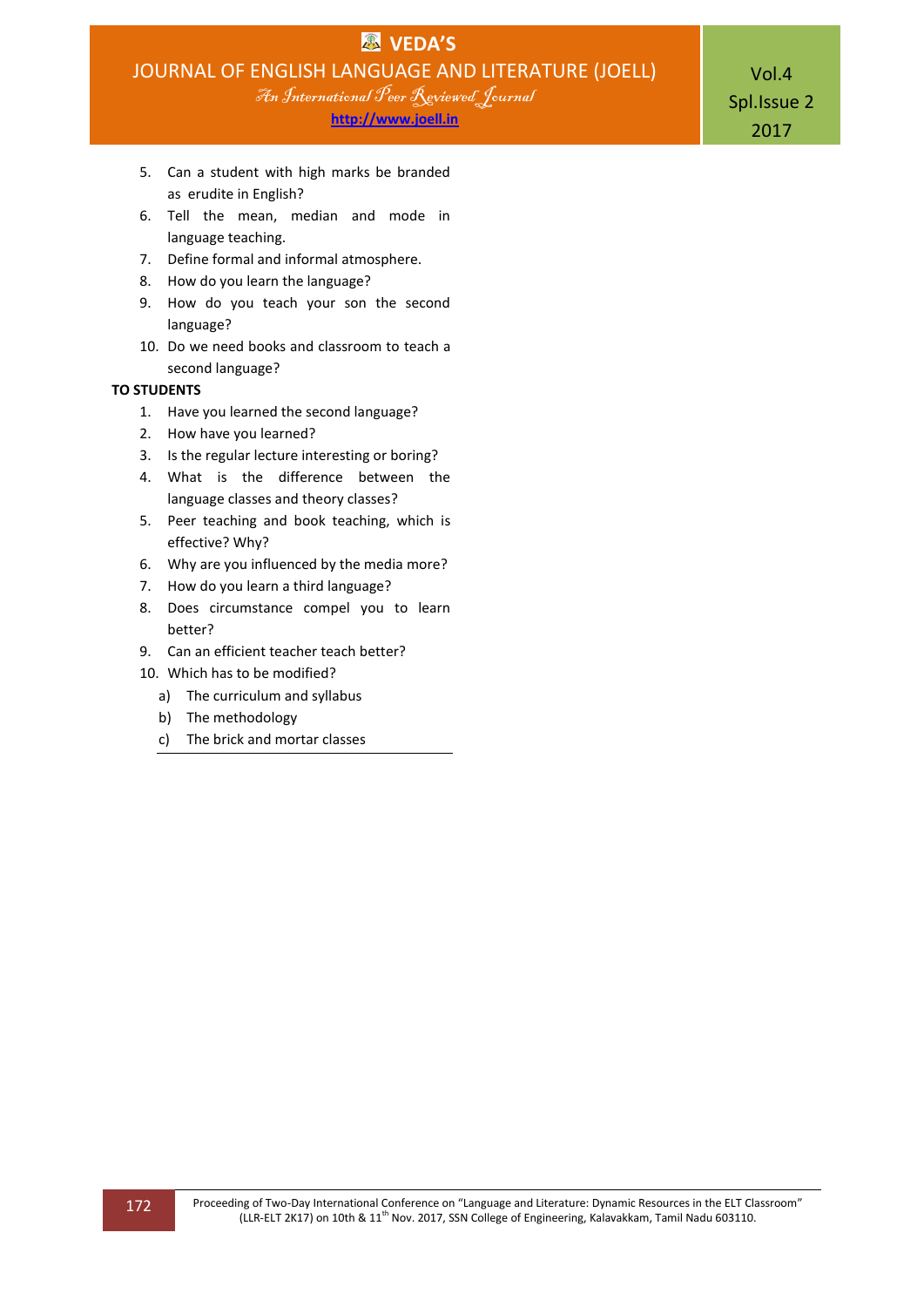5. Can a student with high marks be branded as erudite in English?
6. Tell the mean, median and mode in language teaching.
7. Define formal and informal atmosphere.
8. How do you learn the language?
9. How do you teach your son the second language?
10. Do we need books and classroom to teach a second language?

**TO STUDENTS**

1. Have you learned the second language?
2. How have you learned?
3. Is the regular lecture interesting or boring?
4. What is the difference between the language classes and theory classes?
5. Peer teaching and book teaching, which is effective? Why?
6. Why are you influenced by the media more?
7. How do you learn a third language?
8. Does circumstance compel you to learn better?
9. Can an efficient teacher teach better?
10. Which has to be modified?
    a) The curriculum and syllabus
    b) The methodology
    c) The brick and mortar classes